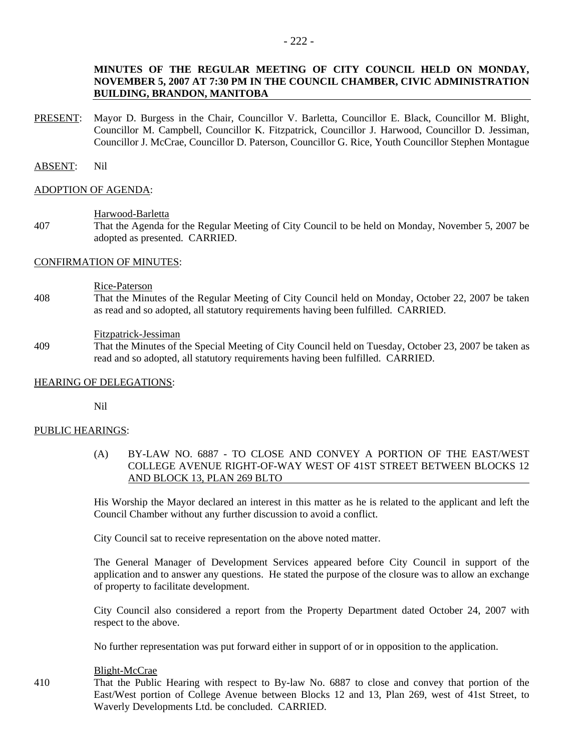**MINUTES OF THE REGULAR MEETING OF CITY COUNCIL HELD ON MONDAY, NOVEMBER 5, 2007 AT 7:30 PM IN THE COUNCIL CHAMBER, CIVIC ADMINISTRATION BUILDING, BRANDON, MANITOBA**

PRESENT: Mayor D. Burgess in the Chair, Councillor V. Barletta, Councillor E. Black, Councillor M. Blight, Councillor M. Campbell, Councillor K. Fitzpatrick, Councillor J. Harwood, Councillor D. Jessiman, Councillor J. McCrae, Councillor D. Paterson, Councillor G. Rice, Youth Councillor Stephen Montague

ABSENT: Nil

ADOPTION OF AGENDA:

Harwood-Barletta

407 That the Agenda for the Regular Meeting of City Council to be held on Monday, November 5, 2007 be adopted as presented. CARRIED.

CONFIRMATION OF MINUTES:

Rice-Paterson

408 That the Minutes of the Regular Meeting of City Council held on Monday, October 22, 2007 be taken as read and so adopted, all statutory requirements having been fulfilled. CARRIED.

Fitzpatrick-Jessiman

409 That the Minutes of the Special Meeting of City Council held on Tuesday, October 23, 2007 be taken as read and so adopted, all statutory requirements having been fulfilled. CARRIED.

HEARING OF DELEGATIONS:

Nil

PUBLIC HEARINGS:

(A) BY-LAW NO. 6887 - TO CLOSE AND CONVEY A PORTION OF THE EAST/WEST COLLEGE AVENUE RIGHT-OF-WAY WEST OF 41ST STREET BETWEEN BLOCKS 12 AND BLOCK 13, PLAN 269 BLTO

His Worship the Mayor declared an interest in this matter as he is related to the applicant and left the Council Chamber without any further discussion to avoid a conflict.

City Council sat to receive representation on the above noted matter.

The General Manager of Development Services appeared before City Council in support of the application and to answer any questions. He stated the purpose of the closure was to allow an exchange of property to facilitate development.

City Council also considered a report from the Property Department dated October 24, 2007 with respect to the above.

No further representation was put forward either in support of or in opposition to the application.

Blight-McCrae

410 That the Public Hearing with respect to By-law No. 6887 to close and convey that portion of the East/West portion of College Avenue between Blocks 12 and 13, Plan 269, west of 41st Street, to Waverly Developments Ltd. be concluded. CARRIED.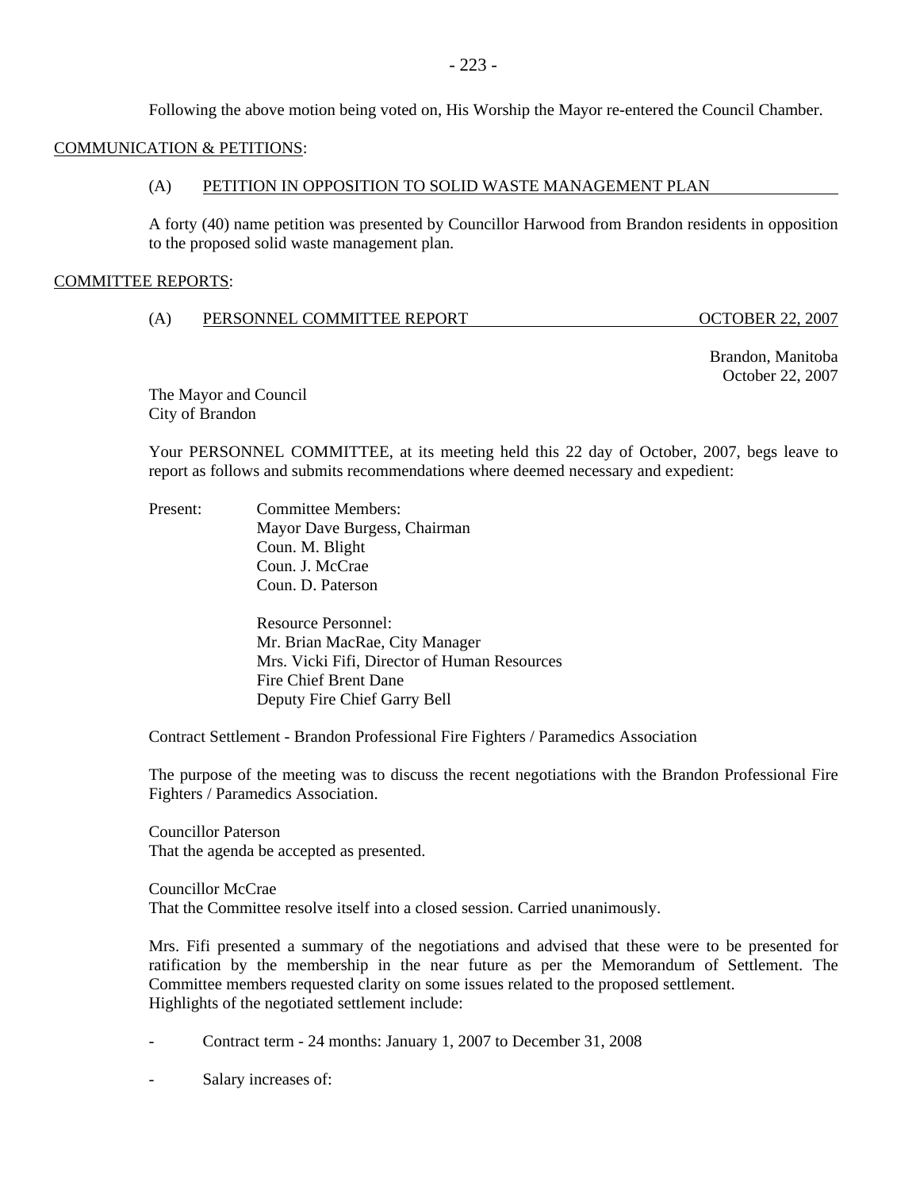Following the above motion being voted on, His Worship the Mayor re-entered the Council Chamber.

## COMMUNICATION & PETITIONS:

### (A) PETITION IN OPPOSITION TO SOLID WASTE MANAGEMENT PLAN

A forty (40) name petition was presented by Councillor Harwood from Brandon residents in opposition to the proposed solid waste management plan.

## COMMITTEE REPORTS:

### (A) PERSONNEL COMMITTEE REPORT OCTOBER 22, 2007

Brandon, Manitoba
October 22, 2007

The Mayor and Council
City of Brandon

Your PERSONNEL COMMITTEE, at its meeting held this 22 day of October, 2007, begs leave to report as follows and submits recommendations where deemed necessary and expedient:

Present: Committee Members:
Mayor Dave Burgess, Chairman
Coun. M. Blight
Coun. J. McCrae
Coun. D. Paterson

Resource Personnel:
Mr. Brian MacRae, City Manager
Mrs. Vicki Fifi, Director of Human Resources
Fire Chief Brent Dane
Deputy Fire Chief Garry Bell

Contract Settlement - Brandon Professional Fire Fighters / Paramedics Association

The purpose of the meeting was to discuss the recent negotiations with the Brandon Professional Fire Fighters / Paramedics Association.

Councillor Paterson
That the agenda be accepted as presented.

Councillor McCrae
That the Committee resolve itself into a closed session. Carried unanimously.

Mrs. Fifi presented a summary of the negotiations and advised that these were to be presented for ratification by the membership in the near future as per the Memorandum of Settlement. The Committee members requested clarity on some issues related to the proposed settlement.
Highlights of the negotiated settlement include:

- Contract term - 24 months: January 1, 2007 to December 31, 2008
- Salary increases of: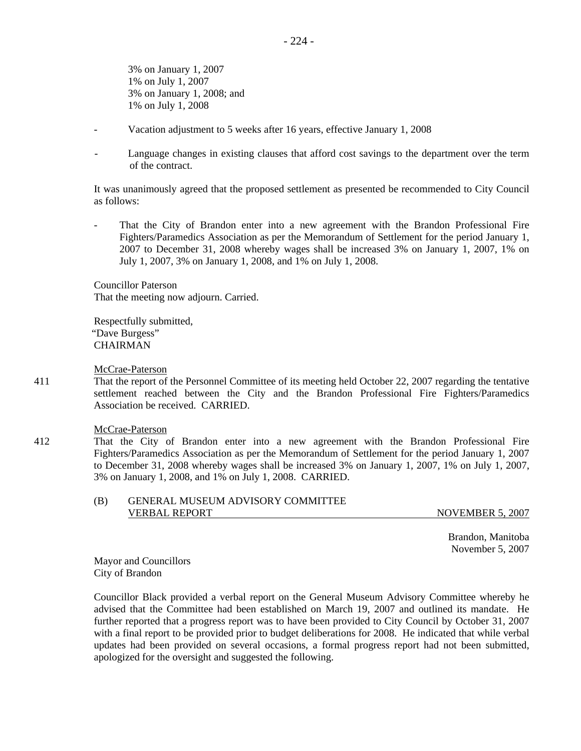3% on January 1, 2007
1% on July 1, 2007
3% on January 1, 2008; and
1% on July 1, 2008

- Vacation adjustment to 5 weeks after 16 years, effective January 1, 2008

- Language changes in existing clauses that afford cost savings to the department over the term of the contract.

It was unanimously agreed that the proposed settlement as presented be recommended to City Council as follows:

- That the City of Brandon enter into a new agreement with the Brandon Professional Fire Fighters/Paramedics Association as per the Memorandum of Settlement for the period January 1, 2007 to December 31, 2008 whereby wages shall be increased 3% on January 1, 2007, 1% on July 1, 2007, 3% on January 1, 2008, and 1% on July 1, 2008.

Councillor Paterson
That the meeting now adjourn. Carried.

Respectfully submitted,
"Dave Burgess"
CHAIRMAN

McCrae-Paterson

411 That the report of the Personnel Committee of its meeting held October 22, 2007 regarding the tentative settlement reached between the City and the Brandon Professional Fire Fighters/Paramedics Association be received. CARRIED.

McCrae-Paterson

412 That the City of Brandon enter into a new agreement with the Brandon Professional Fire Fighters/Paramedics Association as per the Memorandum of Settlement for the period January 1, 2007 to December 31, 2008 whereby wages shall be increased 3% on January 1, 2007, 1% on July 1, 2007, 3% on January 1, 2008, and 1% on July 1, 2008. CARRIED.

(B) GENERAL MUSEUM ADVISORY COMMITTEE
VERBAL REPORT NOVEMBER 5, 2007

Brandon, Manitoba
November 5, 2007

Mayor and Councillors
City of Brandon

Councillor Black provided a verbal report on the General Museum Advisory Committee whereby he advised that the Committee had been established on March 19, 2007 and outlined its mandate. He further reported that a progress report was to have been provided to City Council by October 31, 2007 with a final report to be provided prior to budget deliberations for 2008. He indicated that while verbal updates had been provided on several occasions, a formal progress report had not been submitted, apologized for the oversight and suggested the following.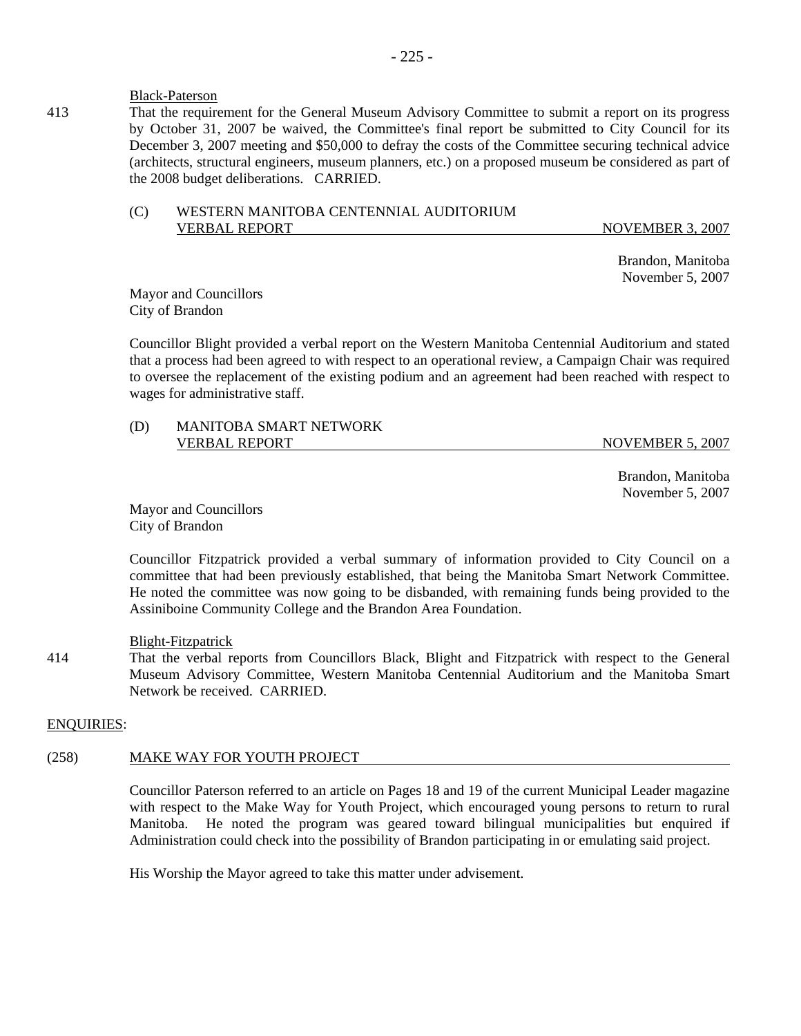Black-Paterson

413 That the requirement for the General Museum Advisory Committee to submit a report on its progress by October 31, 2007 be waived, the Committee's final report be submitted to City Council for its December 3, 2007 meeting and $50,000 to defray the costs of the Committee securing technical advice (architects, structural engineers, museum planners, etc.) on a proposed museum be considered as part of the 2008 budget deliberations. CARRIED.

(C) WESTERN MANITOBA CENTENNIAL AUDITORIUM
VERBAL REPORT NOVEMBER 3, 2007

Brandon, Manitoba
November 5, 2007

Mayor and Councillors
City of Brandon

Councillor Blight provided a verbal report on the Western Manitoba Centennial Auditorium and stated that a process had been agreed to with respect to an operational review, a Campaign Chair was required to oversee the replacement of the existing podium and an agreement had been reached with respect to wages for administrative staff.

(D) MANITOBA SMART NETWORK
VERBAL REPORT NOVEMBER 5, 2007

Brandon, Manitoba
November 5, 2007

Mayor and Councillors
City of Brandon

Councillor Fitzpatrick provided a verbal summary of information provided to City Council on a committee that had been previously established, that being the Manitoba Smart Network Committee. He noted the committee was now going to be disbanded, with remaining funds being provided to the Assiniboine Community College and the Brandon Area Foundation.

Blight-Fitzpatrick

414 That the verbal reports from Councillors Black, Blight and Fitzpatrick with respect to the General Museum Advisory Committee, Western Manitoba Centennial Auditorium and the Manitoba Smart Network be received. CARRIED.

ENQUIRIES:

(258) MAKE WAY FOR YOUTH PROJECT

Councillor Paterson referred to an article on Pages 18 and 19 of the current Municipal Leader magazine with respect to the Make Way for Youth Project, which encouraged young persons to return to rural Manitoba. He noted the program was geared toward bilingual municipalities but enquired if Administration could check into the possibility of Brandon participating in or emulating said project.

His Worship the Mayor agreed to take this matter under advisement.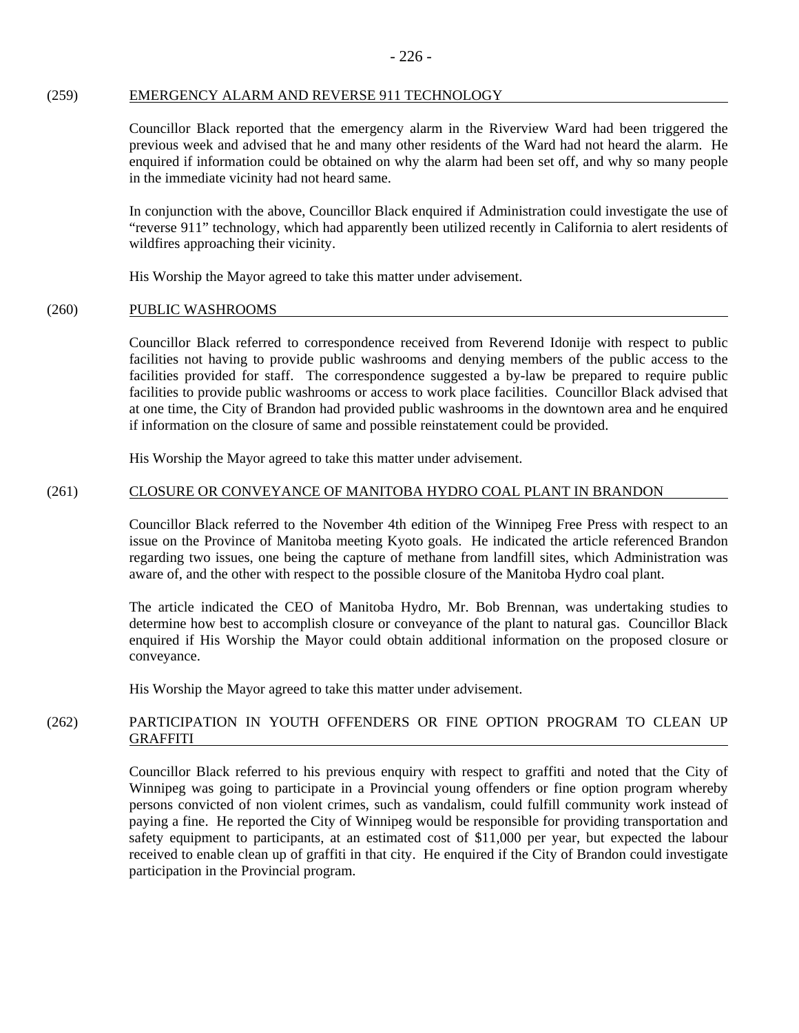## (259) EMERGENCY ALARM AND REVERSE 911 TECHNOLOGY

Councillor Black reported that the emergency alarm in the Riverview Ward had been triggered the previous week and advised that he and many other residents of the Ward had not heard the alarm. He enquired if information could be obtained on why the alarm had been set off, and why so many people in the immediate vicinity had not heard same.

In conjunction with the above, Councillor Black enquired if Administration could investigate the use of "reverse 911" technology, which had apparently been utilized recently in California to alert residents of wildfires approaching their vicinity.

His Worship the Mayor agreed to take this matter under advisement.

## (260) PUBLIC WASHROOMS

Councillor Black referred to correspondence received from Reverend Idonije with respect to public facilities not having to provide public washrooms and denying members of the public access to the facilities provided for staff. The correspondence suggested a by-law be prepared to require public facilities to provide public washrooms or access to work place facilities. Councillor Black advised that at one time, the City of Brandon had provided public washrooms in the downtown area and he enquired if information on the closure of same and possible reinstatement could be provided.

His Worship the Mayor agreed to take this matter under advisement.

## (261) CLOSURE OR CONVEYANCE OF MANITOBA HYDRO COAL PLANT IN BRANDON

Councillor Black referred to the November 4th edition of the Winnipeg Free Press with respect to an issue on the Province of Manitoba meeting Kyoto goals. He indicated the article referenced Brandon regarding two issues, one being the capture of methane from landfill sites, which Administration was aware of, and the other with respect to the possible closure of the Manitoba Hydro coal plant.

The article indicated the CEO of Manitoba Hydro, Mr. Bob Brennan, was undertaking studies to determine how best to accomplish closure or conveyance of the plant to natural gas. Councillor Black enquired if His Worship the Mayor could obtain additional information on the proposed closure or conveyance.

His Worship the Mayor agreed to take this matter under advisement.

## (262) PARTICIPATION IN YOUTH OFFENDERS OR FINE OPTION PROGRAM TO CLEAN UP GRAFFITI

Councillor Black referred to his previous enquiry with respect to graffiti and noted that the City of Winnipeg was going to participate in a Provincial young offenders or fine option program whereby persons convicted of non violent crimes, such as vandalism, could fulfill community work instead of paying a fine. He reported the City of Winnipeg would be responsible for providing transportation and safety equipment to participants, at an estimated cost of $11,000 per year, but expected the labour received to enable clean up of graffiti in that city. He enquired if the City of Brandon could investigate participation in the Provincial program.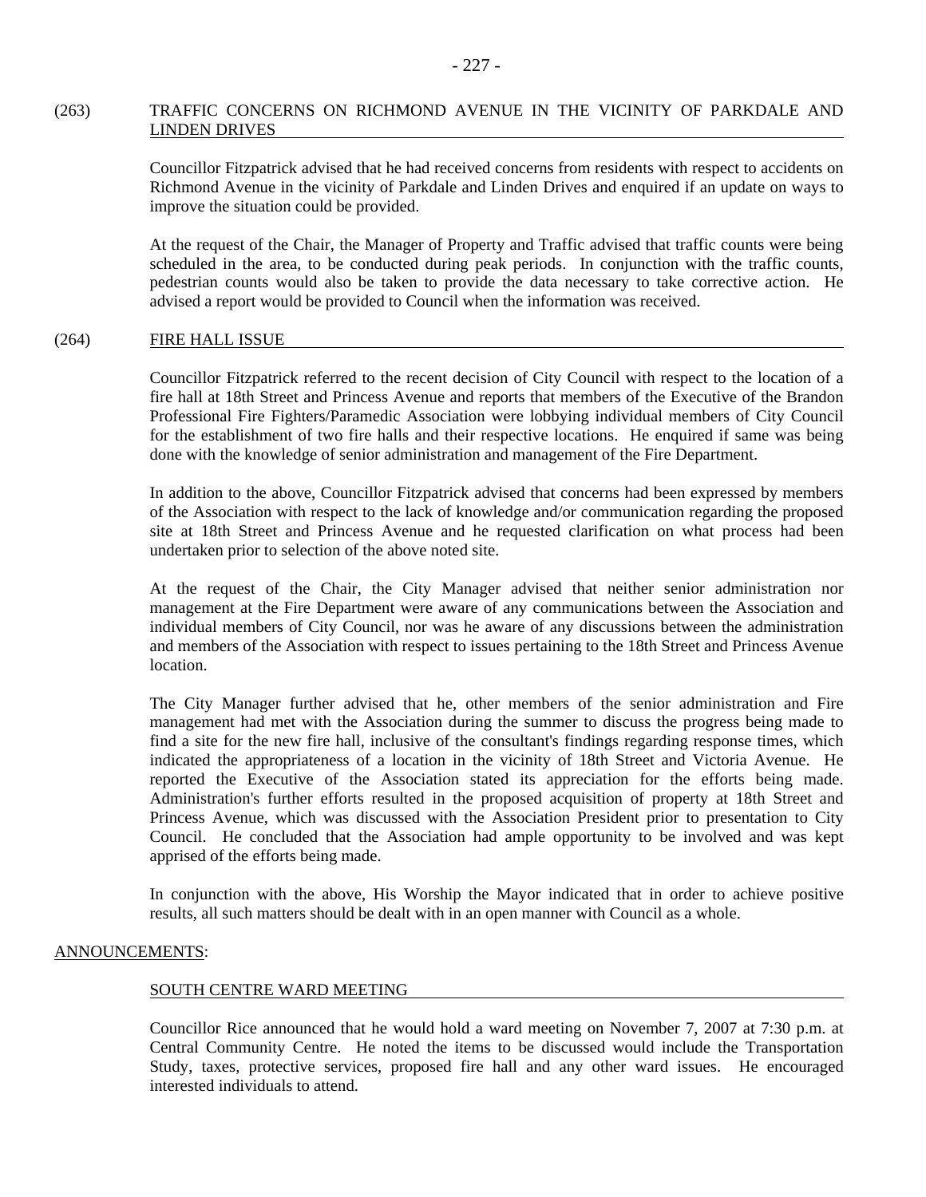## (263) TRAFFIC CONCERNS ON RICHMOND AVENUE IN THE VICINITY OF PARKDALE AND LINDEN DRIVES

Councillor Fitzpatrick advised that he had received concerns from residents with respect to accidents on Richmond Avenue in the vicinity of Parkdale and Linden Drives and enquired if an update on ways to improve the situation could be provided.

At the request of the Chair, the Manager of Property and Traffic advised that traffic counts were being scheduled in the area, to be conducted during peak periods. In conjunction with the traffic counts, pedestrian counts would also be taken to provide the data necessary to take corrective action. He advised a report would be provided to Council when the information was received.

## (264) FIRE HALL ISSUE

Councillor Fitzpatrick referred to the recent decision of City Council with respect to the location of a fire hall at 18th Street and Princess Avenue and reports that members of the Executive of the Brandon Professional Fire Fighters/Paramedic Association were lobbying individual members of City Council for the establishment of two fire halls and their respective locations. He enquired if same was being done with the knowledge of senior administration and management of the Fire Department.

In addition to the above, Councillor Fitzpatrick advised that concerns had been expressed by members of the Association with respect to the lack of knowledge and/or communication regarding the proposed site at 18th Street and Princess Avenue and he requested clarification on what process had been undertaken prior to selection of the above noted site.

At the request of the Chair, the City Manager advised that neither senior administration nor management at the Fire Department were aware of any communications between the Association and individual members of City Council, nor was he aware of any discussions between the administration and members of the Association with respect to issues pertaining to the 18th Street and Princess Avenue location.

The City Manager further advised that he, other members of the senior administration and Fire management had met with the Association during the summer to discuss the progress being made to find a site for the new fire hall, inclusive of the consultant's findings regarding response times, which indicated the appropriateness of a location in the vicinity of 18th Street and Victoria Avenue. He reported the Executive of the Association stated its appreciation for the efforts being made. Administration's further efforts resulted in the proposed acquisition of property at 18th Street and Princess Avenue, which was discussed with the Association President prior to presentation to City Council. He concluded that the Association had ample opportunity to be involved and was kept apprised of the efforts being made.

In conjunction with the above, His Worship the Mayor indicated that in order to achieve positive results, all such matters should be dealt with in an open manner with Council as a whole.

## ANNOUNCEMENTS:

### SOUTH CENTRE WARD MEETING

Councillor Rice announced that he would hold a ward meeting on November 7, 2007 at 7:30 p.m. at Central Community Centre. He noted the items to be discussed would include the Transportation Study, taxes, protective services, proposed fire hall and any other ward issues. He encouraged interested individuals to attend.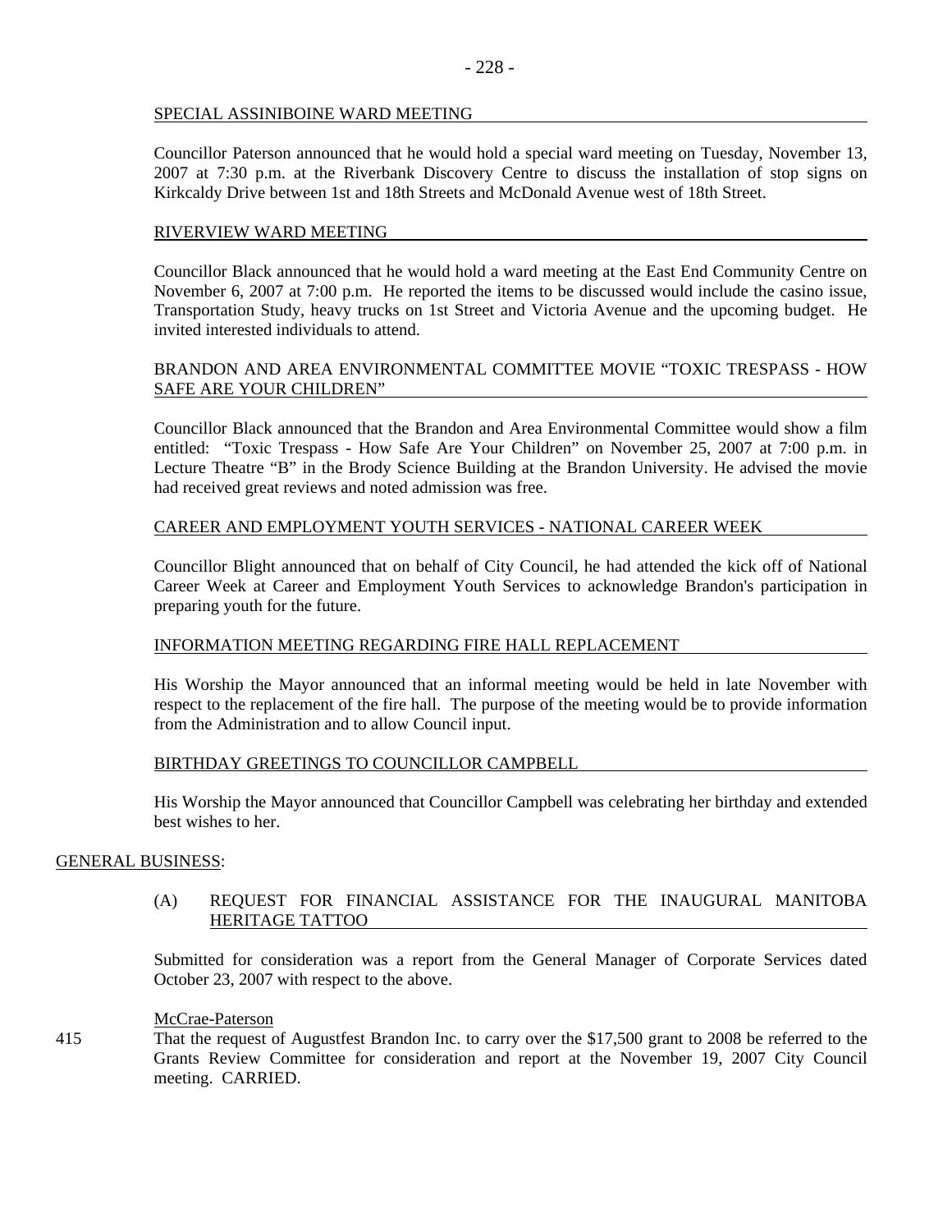SPECIAL ASSINIBOINE WARD MEETING

Councillor Paterson announced that he would hold a special ward meeting on Tuesday, November 13, 2007 at 7:30 p.m. at the Riverbank Discovery Centre to discuss the installation of stop signs on Kirkcaldy Drive between 1st and 18th Streets and McDonald Avenue west of 18th Street.

RIVERVIEW WARD MEETING

Councillor Black announced that he would hold a ward meeting at the East End Community Centre on November 6, 2007 at 7:00 p.m. He reported the items to be discussed would include the casino issue, Transportation Study, heavy trucks on 1st Street and Victoria Avenue and the upcoming budget. He invited interested individuals to attend.

BRANDON AND AREA ENVIRONMENTAL COMMITTEE MOVIE "TOXIC TRESPASS - HOW SAFE ARE YOUR CHILDREN"

Councillor Black announced that the Brandon and Area Environmental Committee would show a film entitled: "Toxic Trespass - How Safe Are Your Children" on November 25, 2007 at 7:00 p.m. in Lecture Theatre "B" in the Brody Science Building at the Brandon University. He advised the movie had received great reviews and noted admission was free.

CAREER AND EMPLOYMENT YOUTH SERVICES - NATIONAL CAREER WEEK

Councillor Blight announced that on behalf of City Council, he had attended the kick off of National Career Week at Career and Employment Youth Services to acknowledge Brandon's participation in preparing youth for the future.

INFORMATION MEETING REGARDING FIRE HALL REPLACEMENT

His Worship the Mayor announced that an informal meeting would be held in late November with respect to the replacement of the fire hall. The purpose of the meeting would be to provide information from the Administration and to allow Council input.

BIRTHDAY GREETINGS TO COUNCILLOR CAMPBELL

His Worship the Mayor announced that Councillor Campbell was celebrating her birthday and extended best wishes to her.

GENERAL BUSINESS:

(A) REQUEST FOR FINANCIAL ASSISTANCE FOR THE INAUGURAL MANITOBA HERITAGE TATTOO

Submitted for consideration was a report from the General Manager of Corporate Services dated October 23, 2007 with respect to the above.

McCrae-Paterson

415 That the request of Augustfest Brandon Inc. to carry over the $17,500 grant to 2008 be referred to the Grants Review Committee for consideration and report at the November 19, 2007 City Council meeting. CARRIED.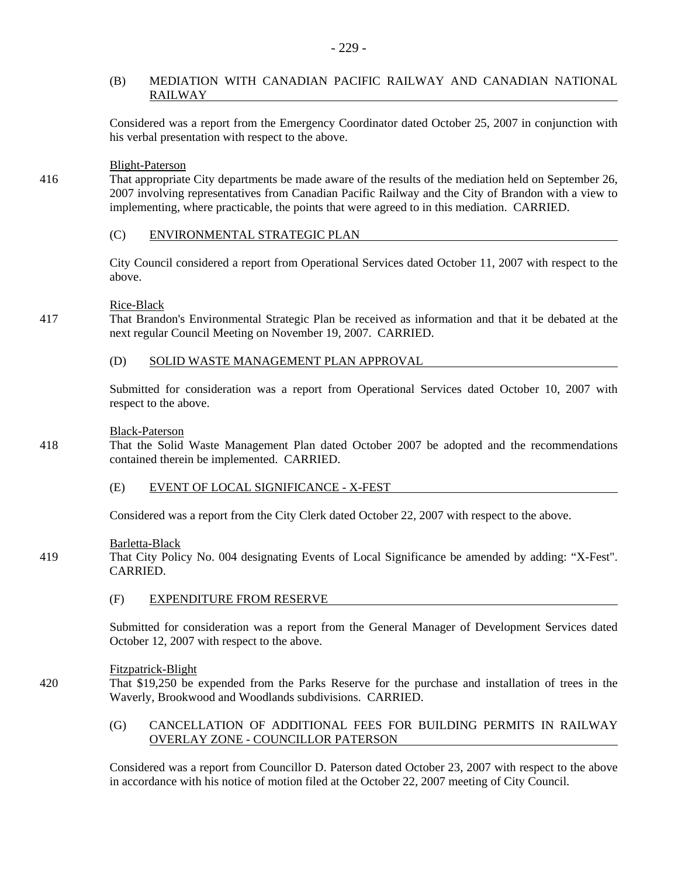### (B) MEDIATION WITH CANADIAN PACIFIC RAILWAY AND CANADIAN NATIONAL RAILWAY

Considered was a report from the Emergency Coordinator dated October 25, 2007 in conjunction with his verbal presentation with respect to the above.

Blight-Paterson

416 That appropriate City departments be made aware of the results of the mediation held on September 26, 2007 involving representatives from Canadian Pacific Railway and the City of Brandon with a view to implementing, where practicable, the points that were agreed to in this mediation. CARRIED.

### (C) ENVIRONMENTAL STRATEGIC PLAN

City Council considered a report from Operational Services dated October 11, 2007 with respect to the above.

Rice-Black

417 That Brandon's Environmental Strategic Plan be received as information and that it be debated at the next regular Council Meeting on November 19, 2007. CARRIED.

### (D) SOLID WASTE MANAGEMENT PLAN APPROVAL

Submitted for consideration was a report from Operational Services dated October 10, 2007 with respect to the above.

Black-Paterson

418 That the Solid Waste Management Plan dated October 2007 be adopted and the recommendations contained therein be implemented. CARRIED.

### (E) EVENT OF LOCAL SIGNIFICANCE - X-FEST

Considered was a report from the City Clerk dated October 22, 2007 with respect to the above.

Barletta-Black

419 That City Policy No. 004 designating Events of Local Significance be amended by adding: "X-Fest". CARRIED.

### (F) EXPENDITURE FROM RESERVE

Submitted for consideration was a report from the General Manager of Development Services dated October 12, 2007 with respect to the above.

Fitzpatrick-Blight

420 That $19,250 be expended from the Parks Reserve for the purchase and installation of trees in the Waverly, Brookwood and Woodlands subdivisions. CARRIED.

### (G) CANCELLATION OF ADDITIONAL FEES FOR BUILDING PERMITS IN RAILWAY OVERLAY ZONE - COUNCILLOR PATERSON

Considered was a report from Councillor D. Paterson dated October 23, 2007 with respect to the above in accordance with his notice of motion filed at the October 22, 2007 meeting of City Council.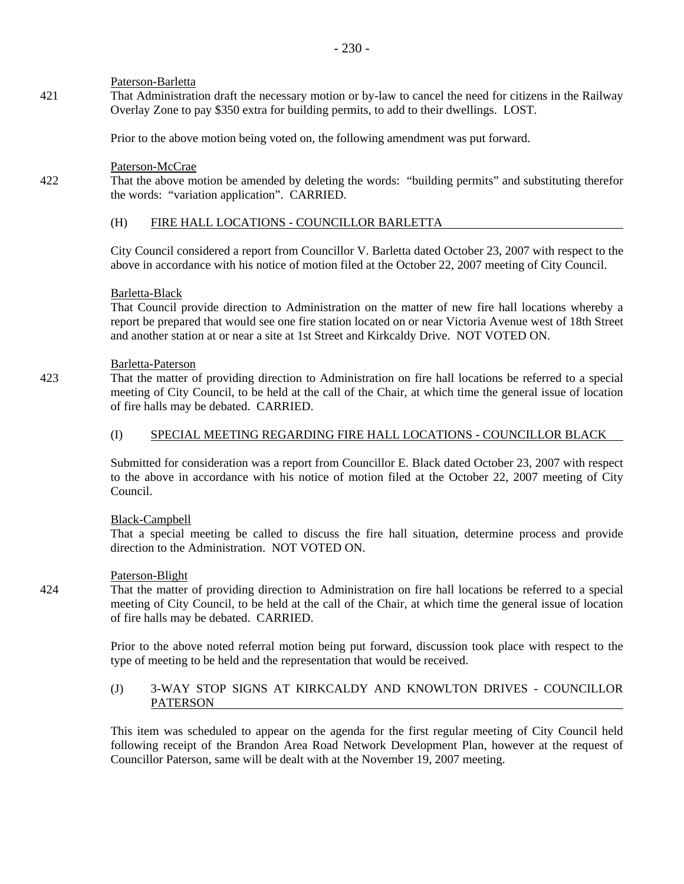Paterson-Barletta

421 That Administration draft the necessary motion or by-law to cancel the need for citizens in the Railway Overlay Zone to pay $350 extra for building permits, to add to their dwellings. LOST.

Prior to the above motion being voted on, the following amendment was put forward.

Paterson-McCrae

422 That the above motion be amended by deleting the words: "building permits" and substituting therefor the words: "variation application". CARRIED.

(H) FIRE HALL LOCATIONS - COUNCILLOR BARLETTA

City Council considered a report from Councillor V. Barletta dated October 23, 2007 with respect to the above in accordance with his notice of motion filed at the October 22, 2007 meeting of City Council.

Barletta-Black

That Council provide direction to Administration on the matter of new fire hall locations whereby a report be prepared that would see one fire station located on or near Victoria Avenue west of 18th Street and another station at or near a site at 1st Street and Kirkcaldy Drive. NOT VOTED ON.

Barletta-Paterson

423 That the matter of providing direction to Administration on fire hall locations be referred to a special meeting of City Council, to be held at the call of the Chair, at which time the general issue of location of fire halls may be debated. CARRIED.

(I) SPECIAL MEETING REGARDING FIRE HALL LOCATIONS - COUNCILLOR BLACK

Submitted for consideration was a report from Councillor E. Black dated October 23, 2007 with respect to the above in accordance with his notice of motion filed at the October 22, 2007 meeting of City Council.

Black-Campbell

That a special meeting be called to discuss the fire hall situation, determine process and provide direction to the Administration. NOT VOTED ON.

Paterson-Blight

424 That the matter of providing direction to Administration on fire hall locations be referred to a special meeting of City Council, to be held at the call of the Chair, at which time the general issue of location of fire halls may be debated. CARRIED.

Prior to the above noted referral motion being put forward, discussion took place with respect to the type of meeting to be held and the representation that would be received.

(J) 3-WAY STOP SIGNS AT KIRKCALDY AND KNOWLTON DRIVES - COUNCILLOR PATERSON

This item was scheduled to appear on the agenda for the first regular meeting of City Council held following receipt of the Brandon Area Road Network Development Plan, however at the request of Councillor Paterson, same will be dealt with at the November 19, 2007 meeting.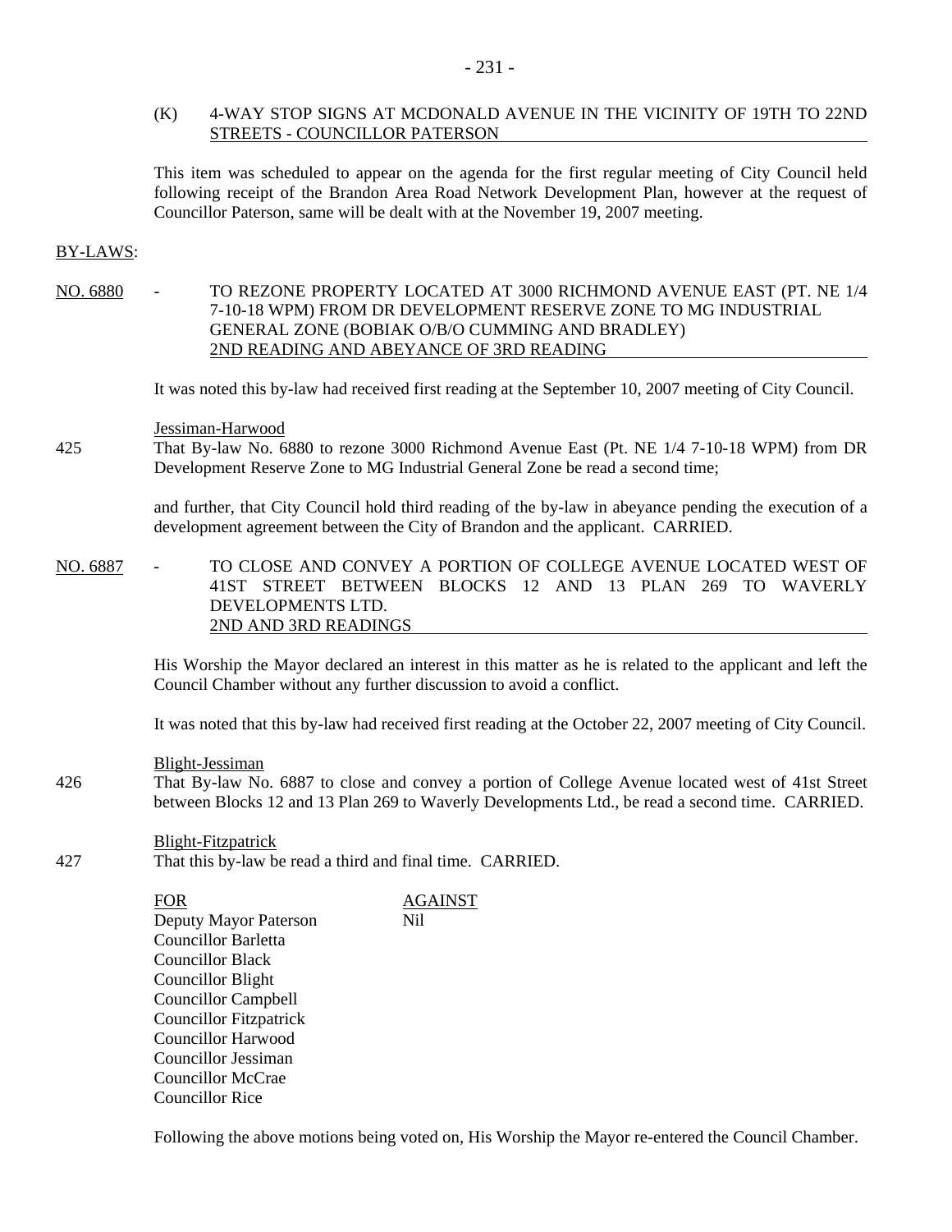(K) 4-WAY STOP SIGNS AT MCDONALD AVENUE IN THE VICINITY OF 19TH TO 22ND STREETS - COUNCILLOR PATERSON

This item was scheduled to appear on the agenda for the first regular meeting of City Council held following receipt of the Brandon Area Road Network Development Plan, however at the request of Councillor Paterson, same will be dealt with at the November 19, 2007 meeting.

BY-LAWS:

NO. 6880 - TO REZONE PROPERTY LOCATED AT 3000 RICHMOND AVENUE EAST (PT. NE 1/4 7-10-18 WPM) FROM DR DEVELOPMENT RESERVE ZONE TO MG INDUSTRIAL GENERAL ZONE (BOBIAK O/B/O CUMMING AND BRADLEY) 2ND READING AND ABEYANCE OF 3RD READING

It was noted this by-law had received first reading at the September 10, 2007 meeting of City Council.

Jessiman-Harwood

425 That By-law No. 6880 to rezone 3000 Richmond Avenue East (Pt. NE 1/4 7-10-18 WPM) from DR Development Reserve Zone to MG Industrial General Zone be read a second time;

and further, that City Council hold third reading of the by-law in abeyance pending the execution of a development agreement between the City of Brandon and the applicant. CARRIED.

NO. 6887 - TO CLOSE AND CONVEY A PORTION OF COLLEGE AVENUE LOCATED WEST OF 41ST STREET BETWEEN BLOCKS 12 AND 13 PLAN 269 TO WAVERLY DEVELOPMENTS LTD. 2ND AND 3RD READINGS

His Worship the Mayor declared an interest in this matter as he is related to the applicant and left the Council Chamber without any further discussion to avoid a conflict.

It was noted that this by-law had received first reading at the October 22, 2007 meeting of City Council.

Blight-Jessiman

426 That By-law No. 6887 to close and convey a portion of College Avenue located west of 41st Street between Blocks 12 and 13 Plan 269 to Waverly Developments Ltd., be read a second time. CARRIED.

Blight-Fitzpatrick

427 That this by-law be read a third and final time. CARRIED.

| FOR | AGAINST |
|---|---|
| Deputy Mayor Paterson | Nil |
| Councillor Barletta | |
| Councillor Black | |
| Councillor Blight | |
| Councillor Campbell | |
| Councillor Fitzpatrick | |
| Councillor Harwood | |
| Councillor Jessiman | |
| Councillor McCrae | |
| Councillor Rice | |

Following the above motions being voted on, His Worship the Mayor re-entered the Council Chamber.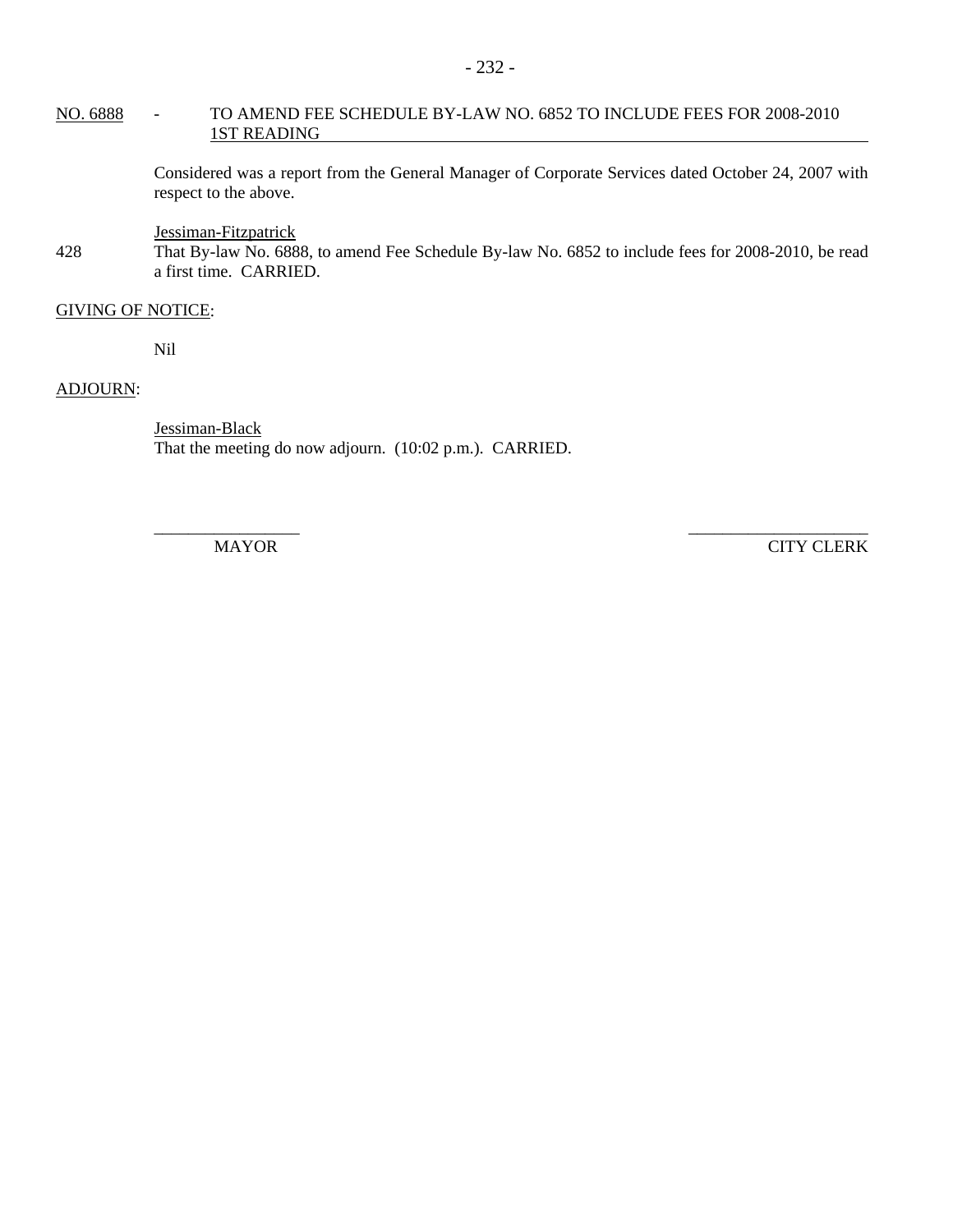NO. 6888 - TO AMEND FEE SCHEDULE BY-LAW NO. 6852 TO INCLUDE FEES FOR 2008-2010 1ST READING

Considered was a report from the General Manager of Corporate Services dated October 24, 2007 with respect to the above.

Jessiman-Fitzpatrick

428 That By-law No. 6888, to amend Fee Schedule By-law No. 6852 to include fees for 2008-2010, be read a first time. CARRIED.

GIVING OF NOTICE:

Nil

ADJOURN:

Jessiman-Black

That the meeting do now adjourn. (10:02 p.m.). CARRIED.

\_\_\_\_\_\_\_\_\_\_\_\_\_\_\_\_\_ \_\_\_\_\_\_\_\_\_\_\_\_\_\_\_\_\_\_\_\_\_

MAYOR CITY CLERK